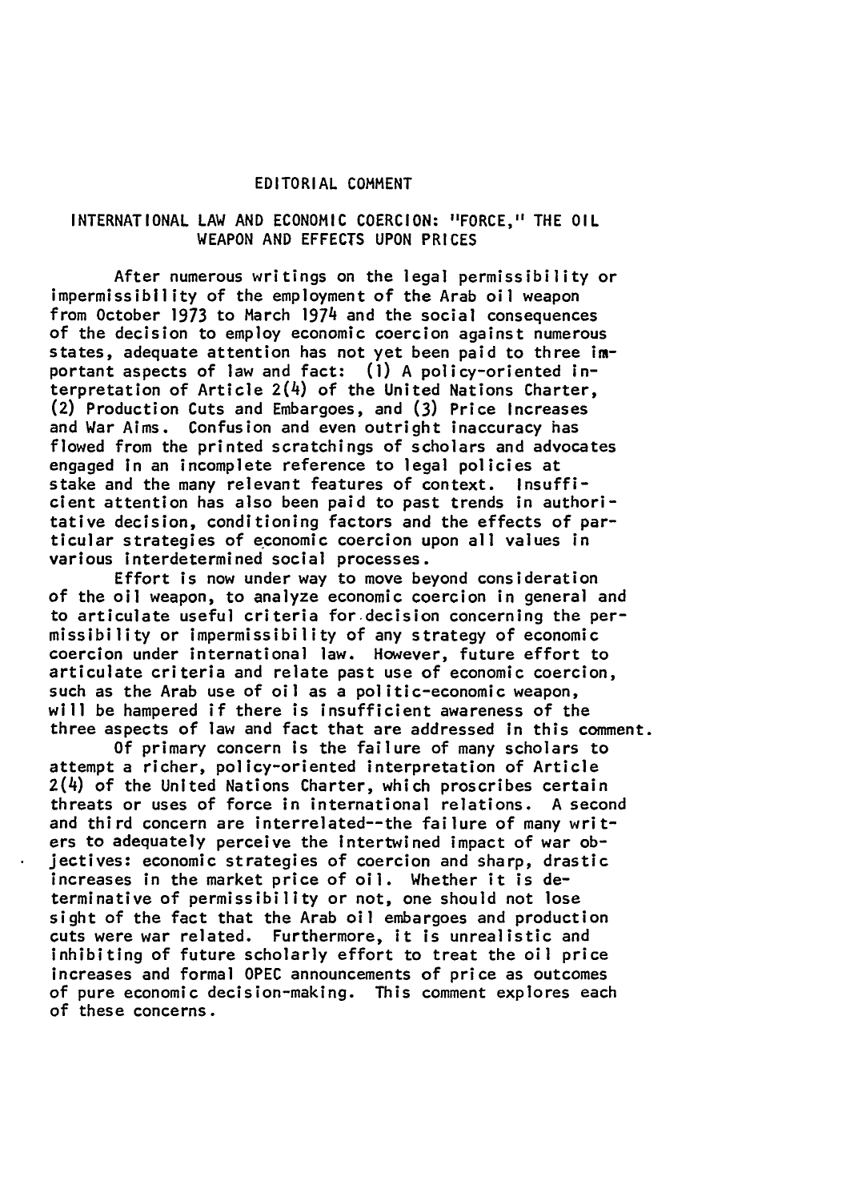## EDITORIAL COMMENT

# INTERNATIONAL LAW AND ECONOMIC COERCION: "FORCE," THE OIL WEAPON AND EFFECTS UPON PRICES

After numerous writings on the legal permissibility or impermissibility of the employment of the Arab oil weapon from October 1973 to March 1974 and the social consequences of the decision to employ economic coercion against numerous states, adequate attention has not yet been paid to three important aspects of law and fact: (1) A policy-oriented interpretation of Article 2(4) of the United Nations Charter, (2) Production Cuts and Embargoes, and (3) Price Increases and War Aims. Confusion and even outright inaccuracy has flowed from the printed scratchings of scholars and advocates engaged in an incomplete reference to legal policies at stake and the many relevant features of context. Insufficient attention has also been paid to past trends in authoritative decision, conditioning factors and the effects of particular strategies of economic coercion upon all values in various interdetermined social processes.

Effort is now under way to move beyond consideration of the oil weapon, to analyze economic coercion in general and to articulate useful criteria for decision concerning the permissibility or impermissibility of any strategy of economic coercion under international law. However, future effort to articulate criteria and relate past use of economic coercion, such as the Arab use of oil as a politic-economic weapon, will be hampered if there is insufficient awareness of the three aspects of law and fact that are addressed in this comment.

Of primary concern is the failure of many scholars to attempt a richer, policy-oriented interpretation of Article 2(4) of the United Nations Charter, which proscribes certain threats or uses of force in international relations. A second and third concern are interrelated--the failure of many writers to adequately perceive the intertwined impact of war objectives: economic strategies of coercion and sharp, drastic increases in the market price of oil. Whether it is determinative of permissibility or not, one should not lose sight of the fact that the Arab oil embargoes and production cuts were war related. Furthermore, it is unrealistic and inhibiting of future scholarly effort to treat the oil price increases and formal OPEC announcements of price as outcomes of pure economic decision-making. This comment explores each of these concerns.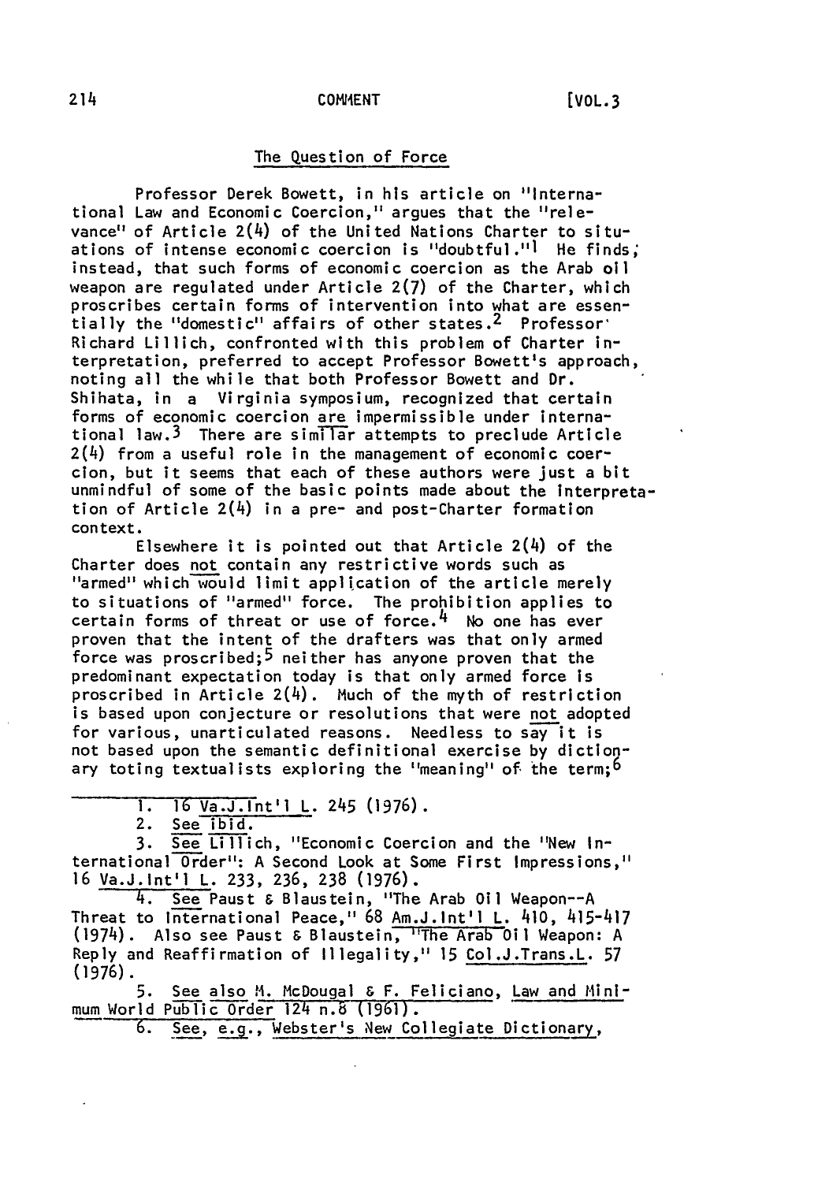## The Question of Force

Professor Derek Bowett, in his article on "International Law and Economic Coercion," argues that the "relevance" of Article 2(4) of the United Nations Charter to situations of intense economic coercion is "doubtful."[1] He finds, instead, that such forms of economic coercion as the Arab oil weapon are regulated under Article 2(7) of the Charter, which proscribes certain forms of intervention into what are essentially the "domestic" affairs of other states.[2] Professor Richard Lillich, confronted with this problem of Charter interpretation, preferred to accept Professor Bowett's approach, noting all the while that both Professor Bowett and Dr. Shihata, in a Virginia symposium, recognized that certain forms of economic coercion are impermissible under international law.[3] There are similar attempts to preclude Article 2(4) from a useful role in the management of economic coercion, but it seems that each of these authors were just a bit unmindful of some of the basic points made about the interpretation of Article 2(4) in a pre- and post-Charter formation context.

Elsewhere it is pointed out that Article 2(4) of the Charter does not contain any restrictive words such as "armed" which would limit application of the article merely to situations of "armed" force. The prohibition applies to certain forms of threat or use of force.[4] No one has ever proven that the intent of the drafters was that only armed force was proscribed;[5] neither has anyone proven that the predominant expectation today is that only armed force is proscribed in Article 2(4). Much of the myth of restriction is based upon conjecture or resolutions that were not adopted for various, unarticulated reasons. Needless to say it is not based upon the semantic definitional exercise by dictionary toting textualists exploring the "meaning" of the term;[6]

---

1. 16 Va.J.Int'l L. 245 (1976).

2. See ibid.

3. See Lillich, "Economic Coercion and the "New International Order": A Second Look at Some First Impressions," 16 Va.J.Int'l L. 233, 236, 238 (1976).

4. See Paust & Blaustein, "The Arab Oil Weapon--A Threat to International Peace," 68 Am.J.Int'l L. 410, 415-417 (1974). Also see Paust & Blaustein, "The Arab Oil Weapon: A Reply and Reaffirmation of Illegality," 15 Col.J.Trans.L. 57 (1976).

5. See also M. McDougal & F. Feliciano, Law and Minimum World Public Order 124 n.8 (1961).

6. See, e.g., Webster's New Collegiate Dictionary,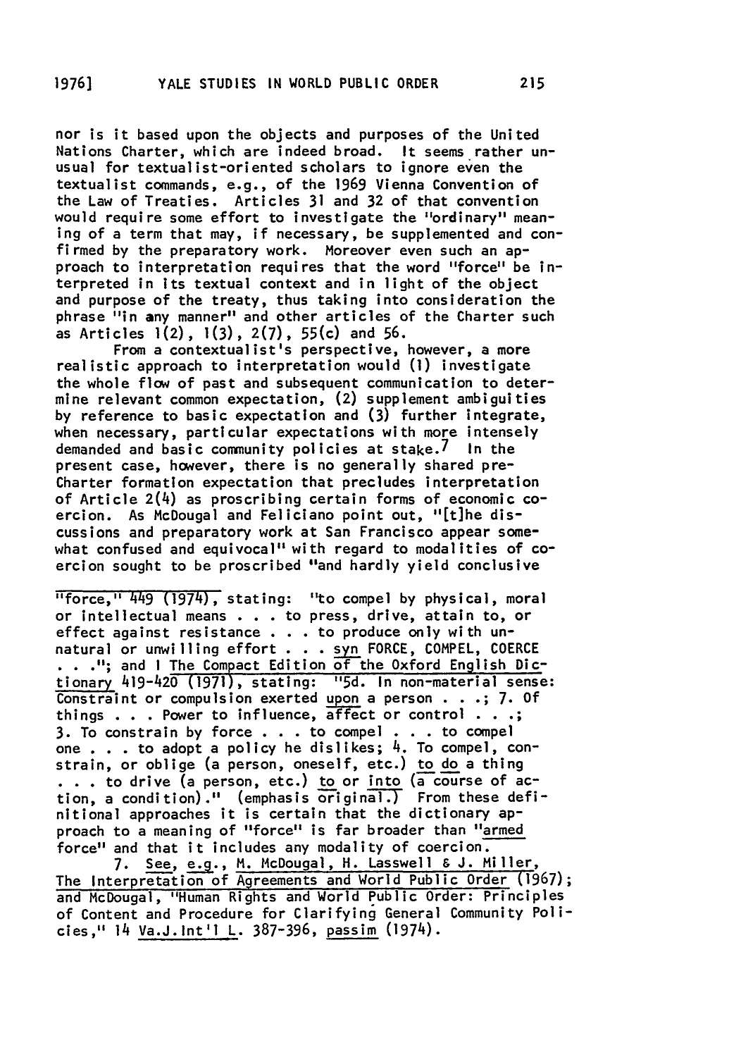nor is it based upon the objects and purposes of the United Nations Charter, which are indeed broad. It seems rather unusual for textualist-oriented scholars to ignore even the textualist commands, e.g., of the 1969 Vienna Convention of the Law of Treaties. Articles 31 and 32 of that convention would require some effort to investigate the "ordinary" meaning of a term that may, if necessary, be supplemented and confirmed by the preparatory work. Moreover even such an approach to interpretation requires that the word "force" be interpreted in its textual context and in light of the object and purpose of the treaty, thus taking into consideration the phrase "in any manner" and other articles of the Charter such as Articles 1(2), 1(3), 2(7), 55(c) and 56.

From a contextualist's perspective, however, a more realistic approach to interpretation would (1) investigate the whole flow of past and subsequent communication to determine relevant common expectation, (2) supplement ambiguities by reference to basic expectation and (3) further integrate, when necessary, particular expectations with more intensely demanded and basic community policies at stake.[7] In the present case, however, there is no generally shared pre-Charter formation expectation that precludes interpretation of Article 2(4) as proscribing certain forms of economic coercion. As McDougal and Feliciano point out, "[t]he discussions and preparatory work at San Francisco appear somewhat confused and equivocal" with regard to modalities of coercion sought to be proscribed "and hardly yield conclusive

---

"force," 449 (1974), stating: "to compel by physical, moral or intellectual means . . . to press, drive, attain to, or effect against resistance . . . to produce only with unnatural or unwilling effort . . . syn FORCE, COMPEL, COERCE . . ."; and 1 The Compact Edition of the Oxford English Dictionary 419-420 (1971), stating: "5d. In non-material sense: Constraint or compulsion exerted upon a person . . .; 7. Of things . . . Power to influence, affect or control . . .; 3. To constrain by force . . . to compel . . . to compel one . . . to adopt a policy he dislikes; 4. To compel, constrain, or oblige (a person, oneself, etc.) to do a thing . . . to drive (a person, etc.) to or into (a course of action, a condition)." (emphasis original.) From these definitional approaches it is certain that the dictionary approach to a meaning of "force" is far broader than "armed force" and that it includes any modality of coercion.

7. See, e.g., M. McDougal, H. Lasswell & J. Miller, The Interpretation of Agreements and World Public Order (1967); and McDougal, "Human Rights and World Public Order: Principles of Content and Procedure for Clarifying General Community Policies," 14 Va.J.Int'l L. 387-396, passim (1974).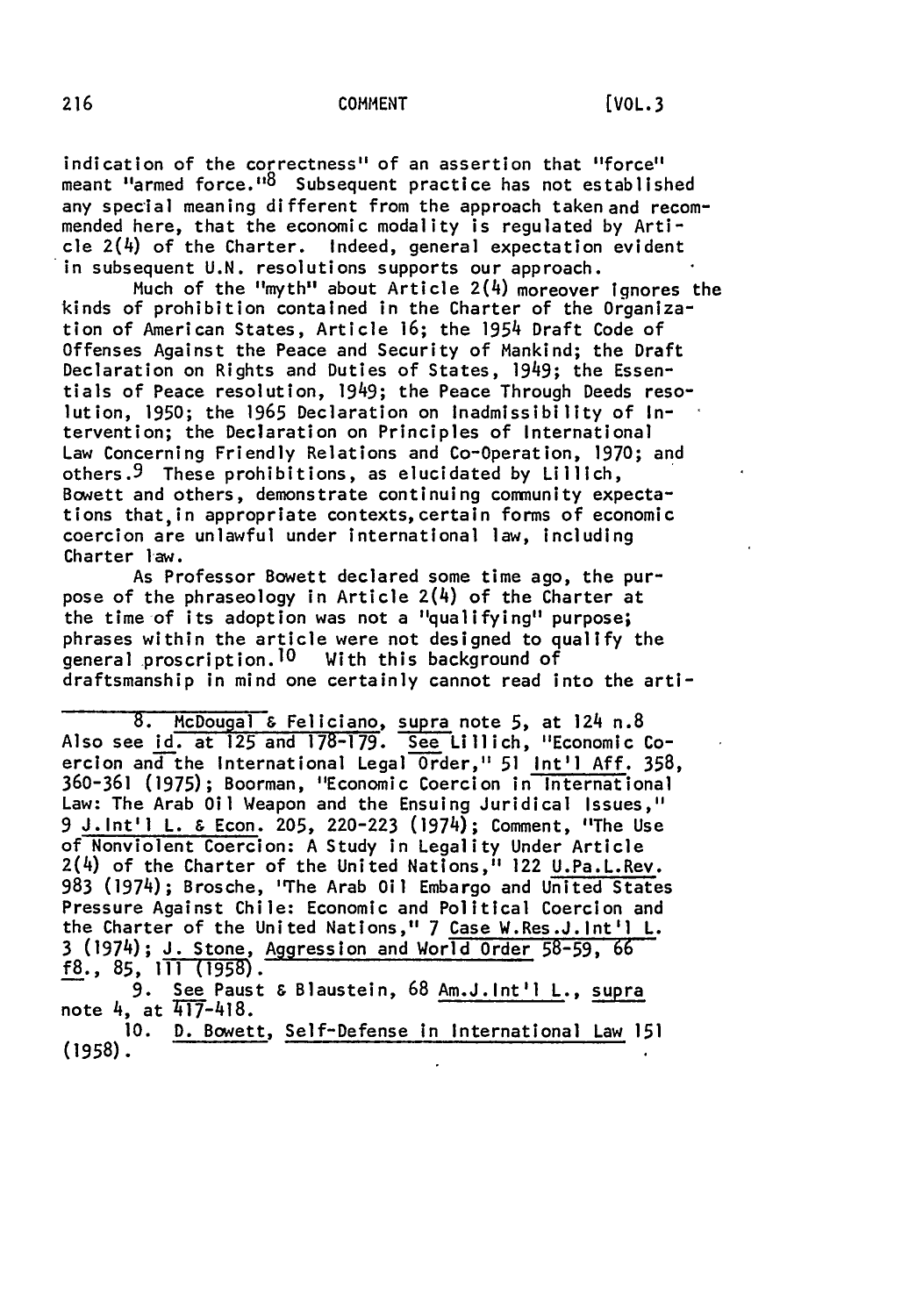indication of the correctness" of an assertion that "force" meant "armed force."[8] Subsequent practice has not established any special meaning different from the approach taken and recommended here, that the economic modality is regulated by Article 2(4) of the Charter. Indeed, general expectation evident in subsequent U.N. resolutions supports our approach.

Much of the "myth" about Article 2(4) moreover ignores the kinds of prohibition contained in the Charter of the Organization of American States, Article 16; the 1954 Draft Code of Offenses Against the Peace and Security of Mankind; the Draft Declaration on Rights and Duties of States, 1949; the Essentials of Peace resolution, 1949; the Peace Through Deeds resolution, 1950; the 1965 Declaration on Inadmissibility of Intervention; the Declaration on Principles of International Law Concerning Friendly Relations and Co-Operation, 1970; and others.[9] These prohibitions, as elucidated by Lillich, Bowett and others, demonstrate continuing community expectations that, in appropriate contexts, certain forms of economic coercion are unlawful under international law, including Charter law.

As Professor Bowett declared some time ago, the purpose of the phraseology in Article 2(4) of the Charter at the time of its adoption was not a "qualifying" purpose; phrases within the article were not designed to qualify the general proscription.[10] With this background of draftsmanship in mind one certainly cannot read into the arti-

---

8. McDougal & Feliciano, *supra* note 5, at 124 n.8 Also see *id.* at 125 and 178-179. *See* Lillich, "Economic Coercion and the International Legal Order," 51 Int'l Aff. 358, 360-361 (1975); Boorman, "Economic Coercion in International Law: The Arab Oil Weapon and the Ensuing Juridical Issues," 9 J.Int'l L. & Econ. 205, 220-223 (1974); Comment, "The Use of Nonviolent Coercion: A Study in Legality Under Article 2(4) of the Charter of the United Nations," 122 U.Pa.L.Rev. 983 (1974); Brosche, "The Arab Oil Embargo and United States Pressure Against Chile: Economic and Political Coercion and the Charter of the United Nations," 7 Case W.Res.J.Int'l L. 3 (1974); J. Stone, Aggression and World Order 58-59, 66 ff., 85, 111 (1958).

9. *See* Paust & Blaustein, 68 Am.J.Int'l L., *supra* note 4, at 417-418.

10. D. Bowett, Self-Defense in International Law 151 (1958).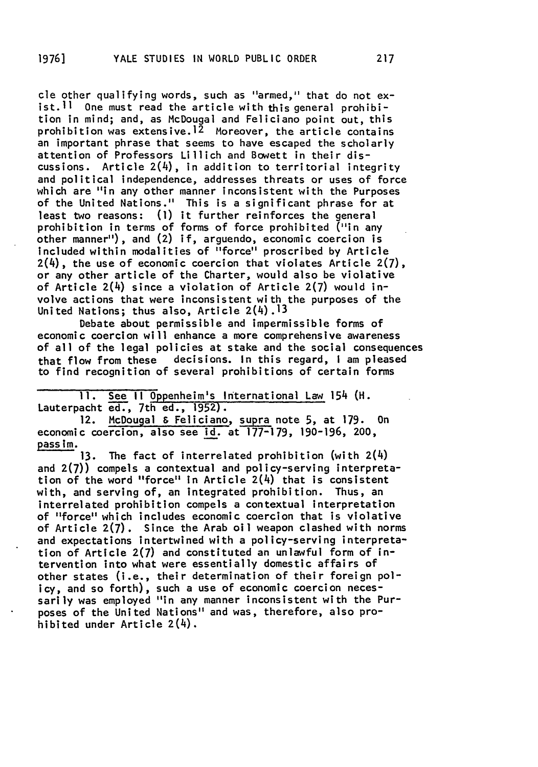cle other qualifying words, such as "armed," that do not exist.[11] One must read the article with this general prohibition in mind; and, as McDougal and Feliciano point out, this prohibition was extensive.[12] Moreover, the article contains an important phrase that seems to have escaped the scholarly attention of Professors Lillich and Bowett in their discussions. Article 2(4), in addition to territorial integrity and political independence, addresses threats or uses of force which are "in any other manner inconsistent with the Purposes of the United Nations." This is a significant phrase for at least two reasons: (1) it further reinforces the general prohibition in terms of forms of force prohibited ("in any other manner"), and (2) if, arguendo, economic coercion is included within modalities of "force" proscribed by Article 2(4), the use of economic coercion that violates Article 2(7), or any other article of the Charter, would also be violative of Article 2(4) since a violation of Article 2(7) would involve actions that were inconsistent with the purposes of the United Nations; thus also, Article 2(4).[13]

Debate about permissible and impermissible forms of economic coercion will enhance a more comprehensive awareness of all of the legal policies at stake and the social consequences that flow from these decisions. In this regard, I am pleased to find recognition of several prohibitions of certain forms

---

11. See II Oppenheim's International Law 154 (H. Lauterpacht ed., 7th ed., 1952).

12. McDougal & Feliciano, supra note 5, at 179. On economic coercion, also see id. at 177-179, 190-196, 200, passim.

13. The fact of interrelated prohibition (with 2(4) and 2(7)) compels a contextual and policy-serving interpretation of the word "force" in Article 2(4) that is consistent with, and serving of, an integrated prohibition. Thus, an interrelated prohibition compels a contextual interpretation of "force" which includes economic coercion that is violative of Article 2(7). Since the Arab oil weapon clashed with norms and expectations intertwined with a policy-serving interpretation of Article 2(7) and constituted an unlawful form of intervention into what were essentially domestic affairs of other states (i.e., their determination of their foreign policy, and so forth), such a use of economic coercion necessarily was employed "in any manner inconsistent with the Purposes of the United Nations" and was, therefore, also prohibited under Article 2(4).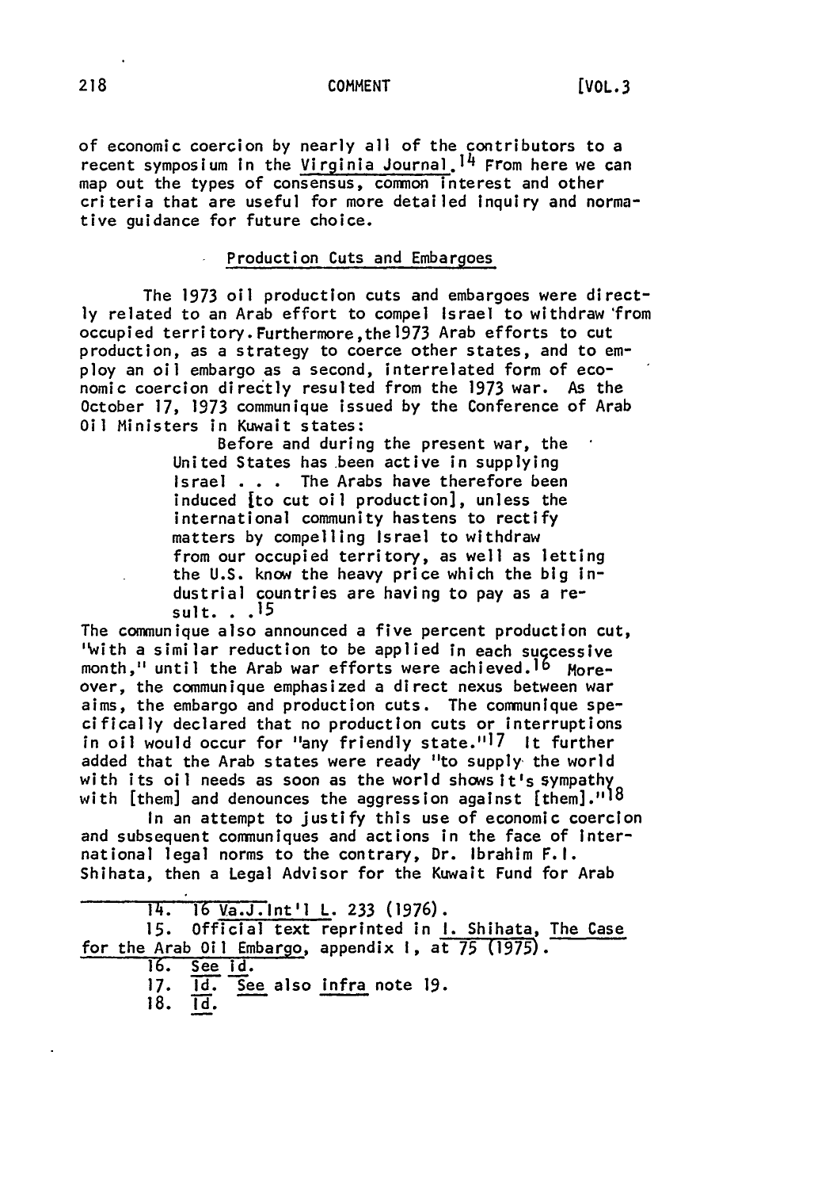of economic coercion by nearly all of the contributors to a recent symposium in the Virginia Journal.[14] From here we can map out the types of consensus, common interest and other criteria that are useful for more detailed inquiry and normative guidance for future choice.

## Production Cuts and Embargoes

The 1973 oil production cuts and embargoes were directly related to an Arab effort to compel Israel to withdraw from occupied territory. Furthermore, the 1973 Arab efforts to cut production, as a strategy to coerce other states, and to employ an oil embargo as a second, interrelated form of economic coercion directly resulted from the 1973 war. As the October 17, 1973 communique issued by the Conference of Arab Oil Ministers in Kuwait states:

> Before and during the present war, the United States has been active in supplying Israel . . . The Arabs have therefore been induced [to cut oil production], unless the international community hastens to rectify matters by compelling Israel to withdraw from our occupied territory, as well as letting the U.S. know the heavy price which the big industrial countries are having to pay as a result. . .[15]

The communique also announced a five percent production cut, "with a similar reduction to be applied in each successive month," until the Arab war efforts were achieved.[16] Moreover, the communique emphasized a direct nexus between war aims, the embargo and production cuts. The communique specifically declared that no production cuts or interruptions in oil would occur for "any friendly state."[17] It further added that the Arab states were ready "to supply the world with its oil needs as soon as the world shows it's sympathy with [them] and denounces the aggression against [them]."[18]

In an attempt to justify this use of economic coercion and subsequent communiques and actions in the face of international legal norms to the contrary, Dr. Ibrahim F.I. Shihata, then a Legal Advisor for the Kuwait Fund for Arab

---

14. 16 Va.J.Int'l L. 233 (1976).

15. Official text reprinted in I. Shihata, The Case for the Arab Oil Embargo, appendix I, at 75 (1975).

16. See id.

17. Id. See also infra note 19.

18. Id.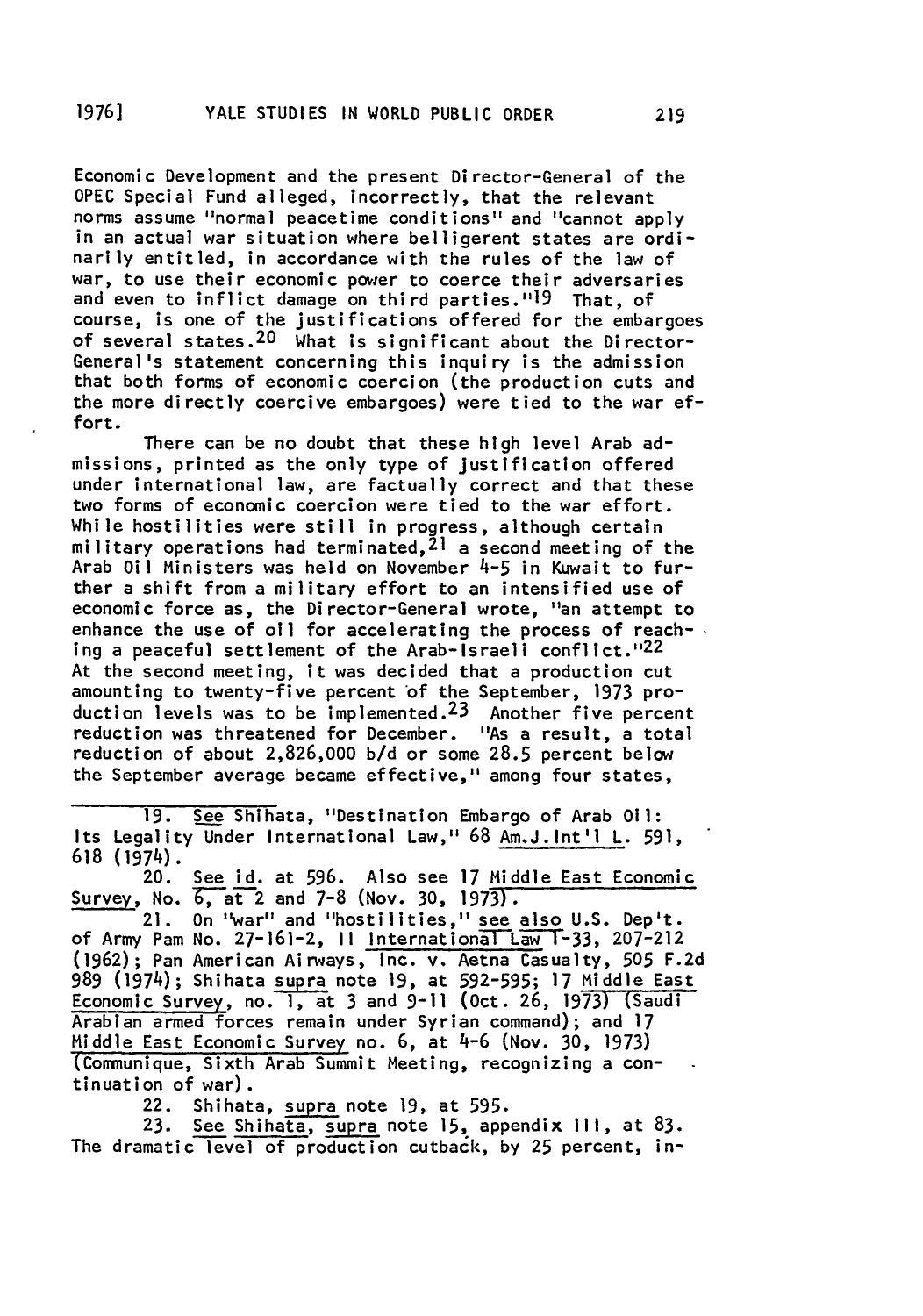Economic Development and the present Director-General of the OPEC Special Fund alleged, incorrectly, that the relevant norms assume "normal peacetime conditions" and "cannot apply in an actual war situation where belligerent states are ordinarily entitled, in accordance with the rules of the law of war, to use their economic power to coerce their adversaries and even to inflict damage on third parties."[19] That, of course, is one of the justifications offered for the embargoes of several states.[20] What is significant about the Director-General's statement concerning this inquiry is the admission that both forms of economic coercion (the production cuts and the more directly coercive embargoes) were tied to the war effort.

There can be no doubt that these high level Arab admissions, printed as the only type of justification offered under international law, are factually correct and that these two forms of economic coercion were tied to the war effort. While hostilities were still in progress, although certain military operations had terminated,[21] a second meeting of the Arab Oil Ministers was held on November 4-5 in Kuwait to further a shift from a military effort to an intensified use of economic force as, the Director-General wrote, "an attempt to enhance the use of oil for accelerating the process of reaching a peaceful settlement of the Arab-Israeli conflict."[22] At the second meeting, it was decided that a production cut amounting to twenty-five percent of the September, 1973 production levels was to be implemented.[23] Another five percent reduction was threatened for December. "As a result, a total reduction of about 2,826,000 b/d or some 28.5 percent below the September average became effective," among four states,

---

19. See Shihata, "Destination Embargo of Arab Oil: Its Legality Under International Law," 68 Am.J.Int'l L. 591, 618 (1974).

20. See id. at 596. Also see 17 Middle East Economic Survey, No. 6, at 2 and 7-8 (Nov. 30, 1973).

21. On "war" and "hostilities," see also U.S. Dep't. of Army Pam No. 27-161-2, II International Law T-33, 207-212 (1962); Pan American Airways, Inc. v. Aetna Casualty, 505 F.2d 989 (1974); Shihata supra note 19, at 592-595; 17 Middle East Economic Survey, no. 1, at 3 and 9-11 (Oct. 26, 1973) (Saudi Arabian armed forces remain under Syrian command); and 17 Middle East Economic Survey no. 6, at 4-6 (Nov. 30, 1973) (Communique, Sixth Arab Summit Meeting, recognizing a continuation of war).

22. Shihata, supra note 19, at 595.

23. See Shihata, supra note 15, appendix III, at 83. The dramatic level of production cutback, by 25 percent, in-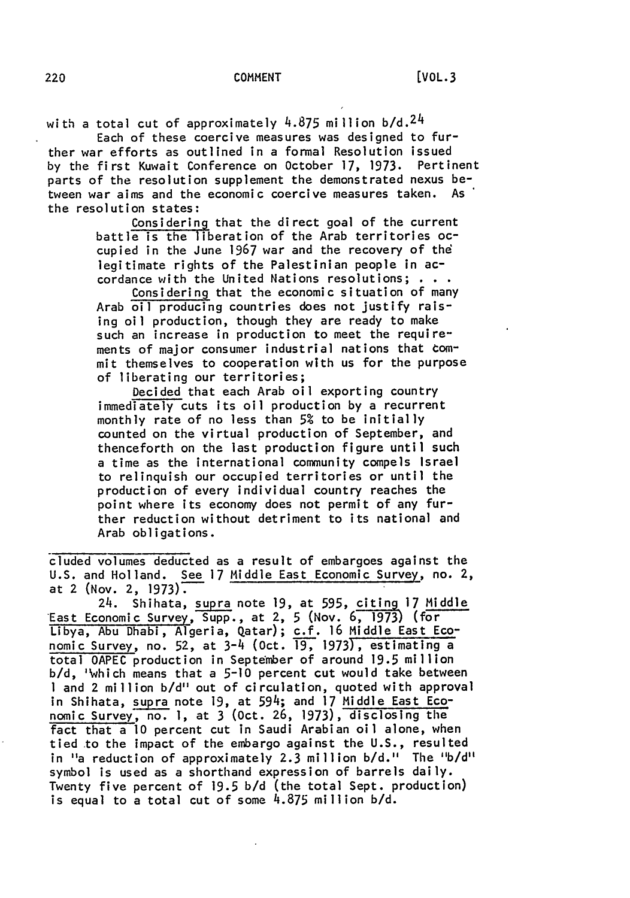with a total cut of approximately 4.875 million b/d.[24]

Each of these coercive measures was designed to further war efforts as outlined in a formal Resolution issued by the first Kuwait Conference on October 17, 1973. Pertinent parts of the resolution supplement the demonstrated nexus between war aims and the economic coercive measures taken. As the resolution states:

> Considering that the direct goal of the current battle is the liberation of the Arab territories occupied in the June 1967 war and the recovery of the legitimate rights of the Palestinian people in accordance with the United Nations resolutions; . . .
>
> Considering that the economic situation of many Arab oil producing countries does not justify raising oil production, though they are ready to make such an increase in production to meet the requirements of major consumer industrial nations that commit themselves to cooperation with us for the purpose of liberating our territories;
>
> Decided that each Arab oil exporting country immediately cuts its oil production by a recurrent monthly rate of no less than 5% to be initially counted on the virtual production of September, and thenceforth on the last production figure until such a time as the international community compels Israel to relinquish our occupied territories or until the production of every individual country reaches the point where its economy does not permit of any further reduction without detriment to its national and Arab obligations.

---

cluded volumes deducted as a result of embargoes against the U.S. and Holland. See 17 Middle East Economic Survey, no. 2, at 2 (Nov. 2, 1973).

24. Shihata, supra note 19, at 595, citing 17 Middle East Economic Survey, Supp., at 2, 5 (Nov. 6, 1973) (for Libya, Abu Dhabi, Algeria, Qatar); c.f. 16 Middle East Economic Survey, no. 52, at 3-4 (Oct. 19, 1973), estimating a total OAPEC production in September of around 19.5 million b/d, "which means that a 5-10 percent cut would take between 1 and 2 million b/d" out of circulation, quoted with approval in Shihata, supra note 19, at 594; and 17 Middle East Economic Survey, no. 1, at 3 (Oct. 26, 1973), disclosing the fact that a 10 percent cut in Saudi Arabian oil alone, when tied to the impact of the embargo against the U.S., resulted in "a reduction of approximately 2.3 million b/d." The "b/d" symbol is used as a shorthand expression of barrels daily. Twenty five percent of 19.5 b/d (the total Sept. production) is equal to a total cut of some 4.875 million b/d.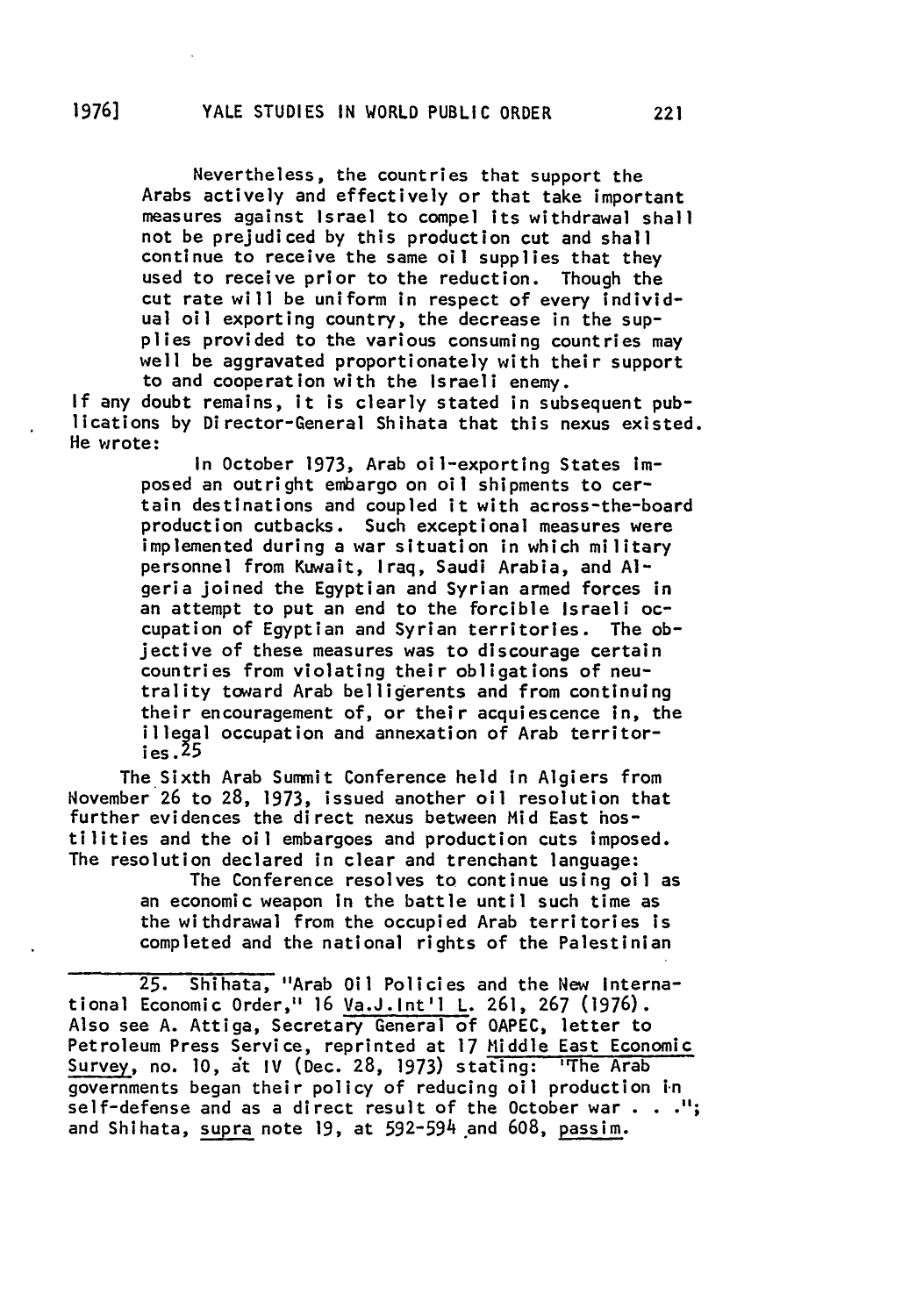> Nevertheless, the countries that support the Arabs actively and effectively or that take important measures against Israel to compel its withdrawal shall not be prejudiced by this production cut and shall continue to receive the same oil supplies that they used to receive prior to the reduction. Though the cut rate will be uniform in respect of every individual oil exporting country, the decrease in the supplies provided to the various consuming countries may well be aggravated proportionately with their support to and cooperation with the Israeli enemy.

If any doubt remains, it is clearly stated in subsequent publications by Director-General Shihata that this nexus existed. He wrote:

> In October 1973, Arab oil-exporting States imposed an outright embargo on oil shipments to certain destinations and coupled it with across-the-board production cutbacks. Such exceptional measures were implemented during a war situation in which military personnel from Kuwait, Iraq, Saudi Arabia, and Algeria joined the Egyptian and Syrian armed forces in an attempt to put an end to the forcible Israeli occupation of Egyptian and Syrian territories. The objective of these measures was to discourage certain countries from violating their obligations of neutrality toward Arab belligerents and from continuing their encouragement of, or their acquiescence in, the illegal occupation and annexation of Arab territories.[25]

The Sixth Arab Summit Conference held in Algiers from November 26 to 28, 1973, issued another oil resolution that further evidences the direct nexus between Mid East hostilities and the oil embargoes and production cuts imposed. The resolution declared in clear and trenchant language:

> The Conference resolves to continue using oil as an economic weapon in the battle until such time as the withdrawal from the occupied Arab territories is completed and the national rights of the Palestinian

---

25. Shihata, "Arab Oil Policies and the New International Economic Order," 16 Va.J.Int'l L. 261, 267 (1976). Also see A. Attiga, Secretary General of OAPEC, letter to Petroleum Press Service, reprinted at 17 Middle East Economic Survey, no. 10, at IV (Dec. 28, 1973) stating: "The Arab governments began their policy of reducing oil production in self-defense and as a direct result of the October war . . ."; and Shihata, *supra* note 19, at 592-594 and 608, *passim*.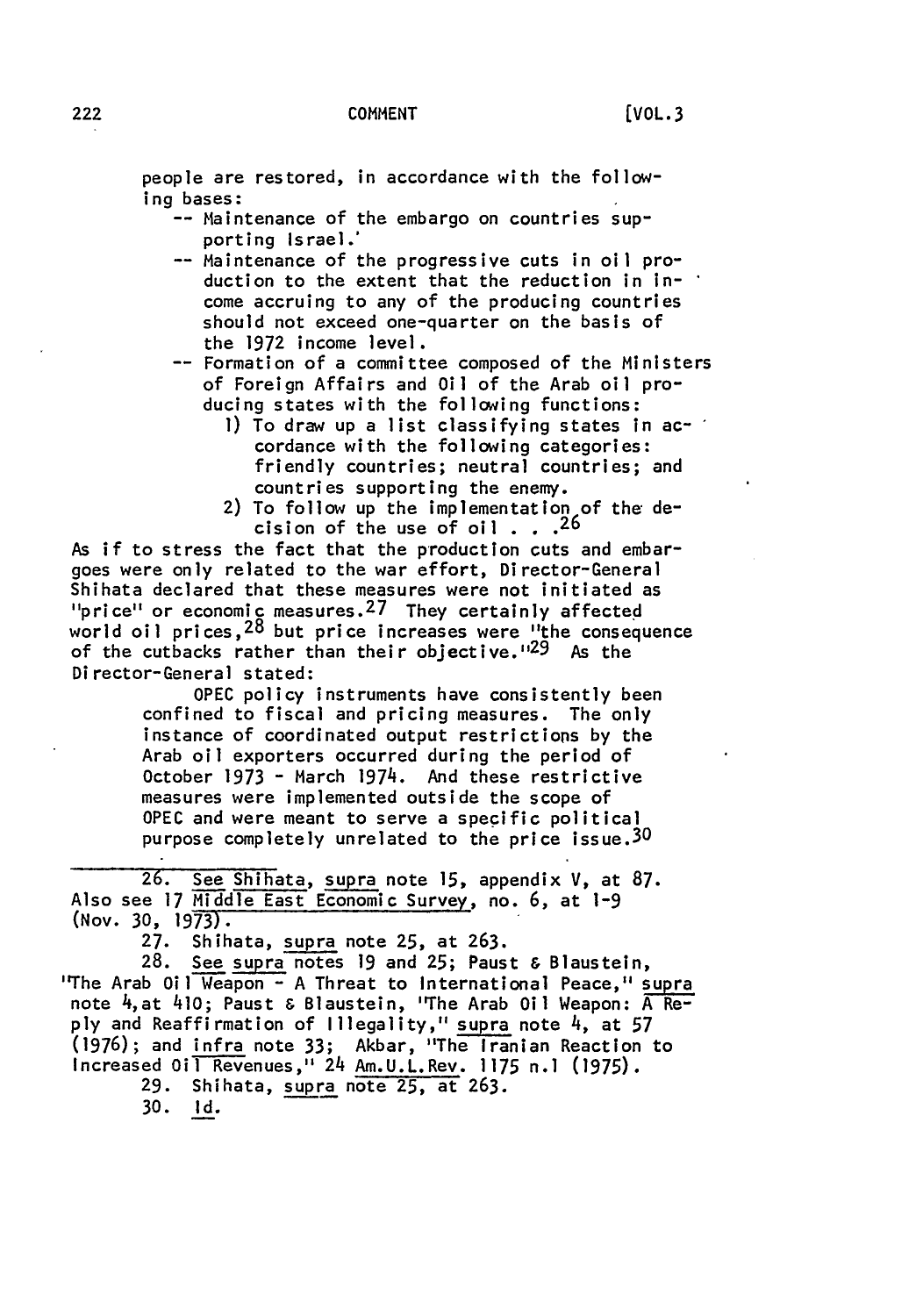people are restored, in accordance with the following bases:

-- Maintenance of the embargo on countries supporting Israel.

-- Maintenance of the progressive cuts in oil production to the extent that the reduction in income accruing to any of the producing countries should not exceed one-quarter on the basis of the 1972 income level.

-- Formation of a committee composed of the Ministers of Foreign Affairs and Oil of the Arab oil producing states with the following functions:

1) To draw up a list classifying states in accordance with the following categories: friendly countries; neutral countries; and countries supporting the enemy.
2) To follow up the implementation of the decision of the use of oil . . .[26]

As if to stress the fact that the production cuts and embargoes were only related to the war effort, Director-General Shihata declared that these measures were not initiated as "price" or economic measures.[27] They certainly affected world oil prices,[28] but price increases were "the consequence of the cutbacks rather than their objective."[29] As the Director-General stated:

> OPEC policy instruments have consistently been confined to fiscal and pricing measures. The only instance of coordinated output restrictions by the Arab oil exporters occurred during the period of October 1973 - March 1974. And these restrictive measures were implemented outside the scope of OPEC and were meant to serve a specific political purpose completely unrelated to the price issue.[30]

---

26. See Shihata, supra note 15, appendix V, at 87. Also see 17 Middle East Economic Survey, no. 6, at 1-9 (Nov. 30, 1973).

27. Shihata, supra note 25, at 263.

28. See supra notes 19 and 25; Paust & Blaustein, "The Arab Oil Weapon - A Threat to International Peace," supra note 4, at 410; Paust & Blaustein, "The Arab Oil Weapon: A Reply and Reaffirmation of Illegality," supra note 4, at 57 (1976); and infra note 33; Akbar, "The Iranian Reaction to Increased Oil Revenues," 24 Am.U.L.Rev. 1175 n.1 (1975).

29. Shihata, supra note 25, at 263.

30. Id.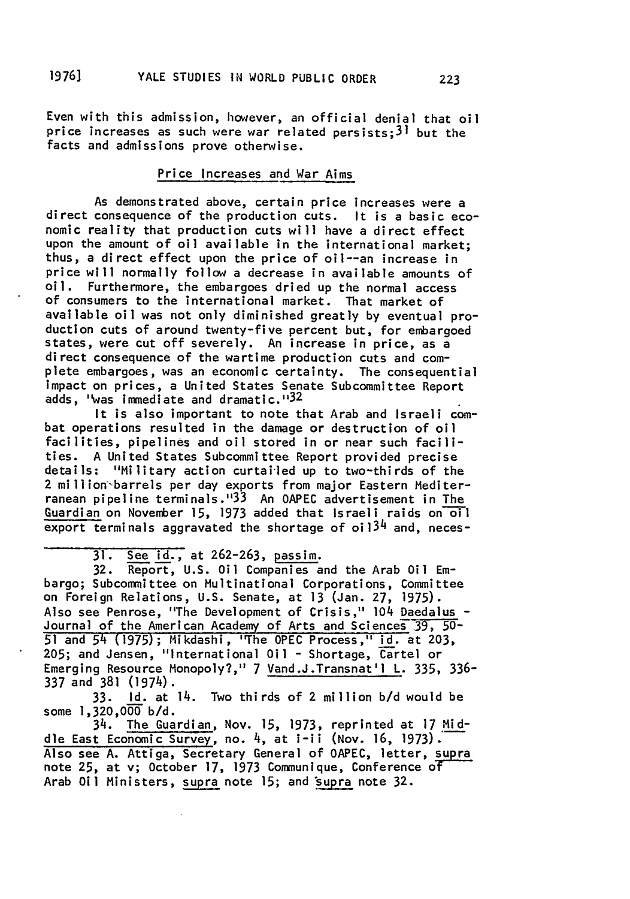Even with this admission, however, an official denial that oil price increases as such were war related persists;[31] but the facts and admissions prove otherwise.

## Price Increases and War Aims

As demonstrated above, certain price increases were a direct consequence of the production cuts. It is a basic economic reality that production cuts will have a direct effect upon the amount of oil available in the international market; thus, a direct effect upon the price of oil--an increase in price will normally follow a decrease in available amounts of oil. Furthermore, the embargoes dried up the normal access of consumers to the international market. That market of available oil was not only diminished greatly by eventual production cuts of around twenty-five percent but, for embargoed states, were cut off severely. An increase in price, as a direct consequence of the wartime production cuts and complete embargoes, was an economic certainty. The consequential impact on prices, a United States Senate Subcommittee Report adds, "was immediate and dramatic."[32]

It is also important to note that Arab and Israeli combat operations resulted in the damage or destruction of oil facilities, pipelines and oil stored in or near such facilities. A United States Subcommittee Report provided precise details: "Military action curtailed up to two-thirds of the 2 million barrels per day exports from major Eastern Mediterranean pipeline terminals."[33] An OAPEC advertisement in The Guardian on November 15, 1973 added that Israeli raids on oil export terminals aggravated the shortage of oil[34] and, neces-

---

31. See id., at 262-263, passim.

32. Report, U.S. Oil Companies and the Arab Oil Embargo; Subcommittee on Multinational Corporations, Committee on Foreign Relations, U.S. Senate, at 13 (Jan. 27, 1975). Also see Penrose, "The Development of Crisis," 104 Daedalus - Journal of the American Academy of Arts and Sciences 39, 50-51 and 54 (1975); Mikdashi, "The OPEC Process," id. at 203, 205; and Jensen, "International Oil - Shortage, Cartel or Emerging Resource Monopoly?," 7 Vand.J.Transnat'l L. 335, 336-337 and 381 (1974).

33. Id. at 14. Two thirds of 2 million b/d would be some 1,320,000 b/d.

34. The Guardian, Nov. 15, 1973, reprinted at 17 Middle East Economic Survey, no. 4, at i-ii (Nov. 16, 1973). Also see A. Attiga, Secretary General of OAPEC, letter, supra note 25, at v; October 17, 1973 Communique, Conference of Arab Oil Ministers, supra note 15; and supra note 32.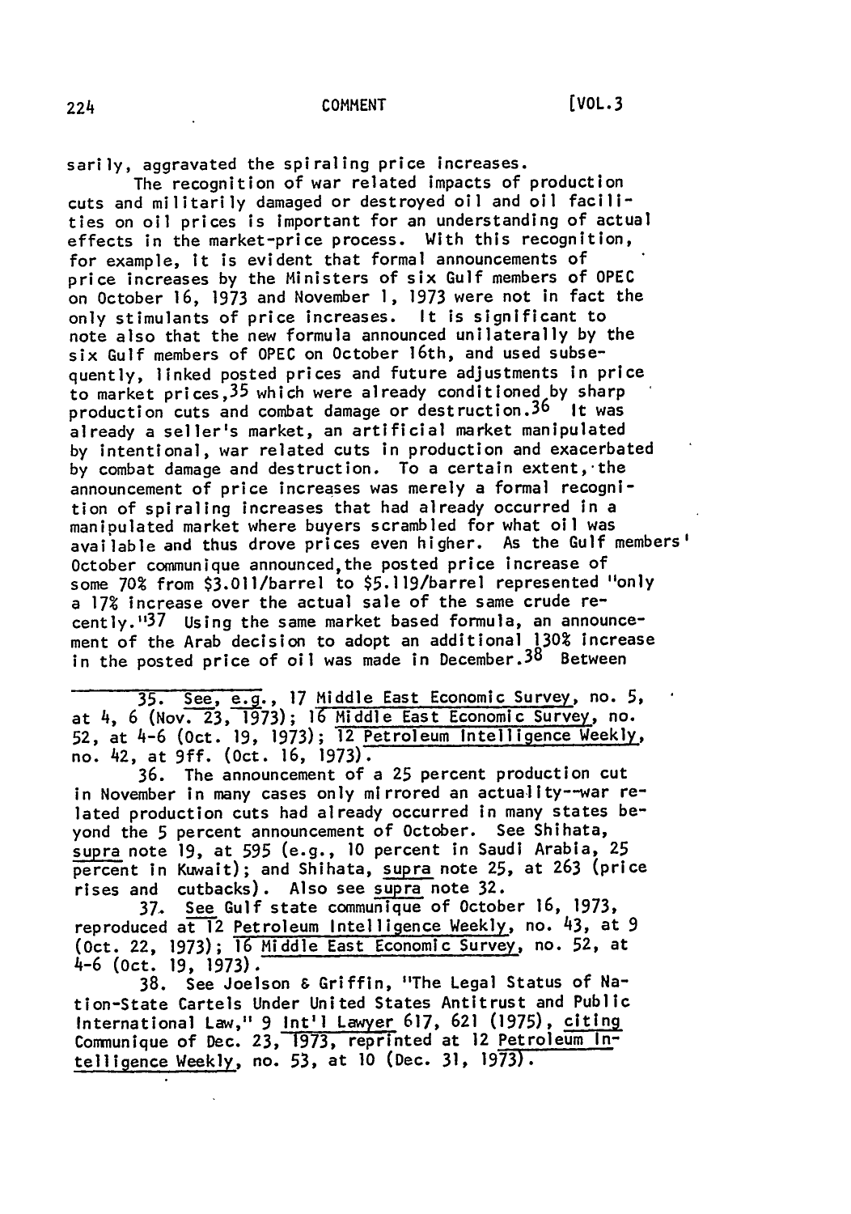sarily, aggravated the spiraling price increases.

The recognition of war related impacts of production cuts and militarily damaged or destroyed oil and oil facilities on oil prices is important for an understanding of actual effects in the market-price process. With this recognition, for example, it is evident that formal announcements of price increases by the Ministers of six Gulf members of OPEC on October 16, 1973 and November 1, 1973 were not in fact the only stimulants of price increases. It is significant to note also that the new formula announced unilaterally by the six Gulf members of OPEC on October 16th, and used subsequently, linked posted prices and future adjustments in price to market prices,[35] which were already conditioned by sharp production cuts and combat damage or destruction.[36] It was already a seller's market, an artificial market manipulated by intentional, war related cuts in production and exacerbated by combat damage and destruction. To a certain extent, the announcement of price increases was merely a formal recognition of spiraling increases that had already occurred in a manipulated market where buyers scrambled for what oil was available and thus drove prices even higher. As the Gulf members' October communique announced, the posted price increase of some 70% from $3.011/barrel to $5.119/barrel represented "only a 17% increase over the actual sale of the same crude recently."[37] Using the same market based formula, an announcement of the Arab decision to adopt an additional 130% increase in the posted price of oil was made in December.[38] Between

---

35. See, e.g., 17 Middle East Economic Survey, no. 5, at 4, 6 (Nov. 23, 1973); 16 Middle East Economic Survey, no. 52, at 4-6 (Oct. 19, 1973); 12 Petroleum Intelligence Weekly, no. 42, at 9ff. (Oct. 16, 1973).

36. The announcement of a 25 percent production cut in November in many cases only mirrored an actuality--war related production cuts had already occurred in many states beyond the 5 percent announcement of October. See Shihata, supra note 19, at 595 (e.g., 10 percent in Saudi Arabia, 25 percent in Kuwait); and Shihata, supra note 25, at 263 (price rises and cutbacks). Also see supra note 32.

37. See Gulf state communique of October 16, 1973, reproduced at 12 Petroleum Intelligence Weekly, no. 43, at 9 (Oct. 22, 1973); 16 Middle East Economic Survey, no. 52, at 4-6 (Oct. 19, 1973).

38. See Joelson & Griffin, "The Legal Status of Nation-State Cartels Under United States Antitrust and Public International Law," 9 Int'l Lawyer 617, 621 (1975), citing Communique of Dec. 23, 1973, reprinted at 12 Petroleum Intelligence Weekly, no. 53, at 10 (Dec. 31, 1973).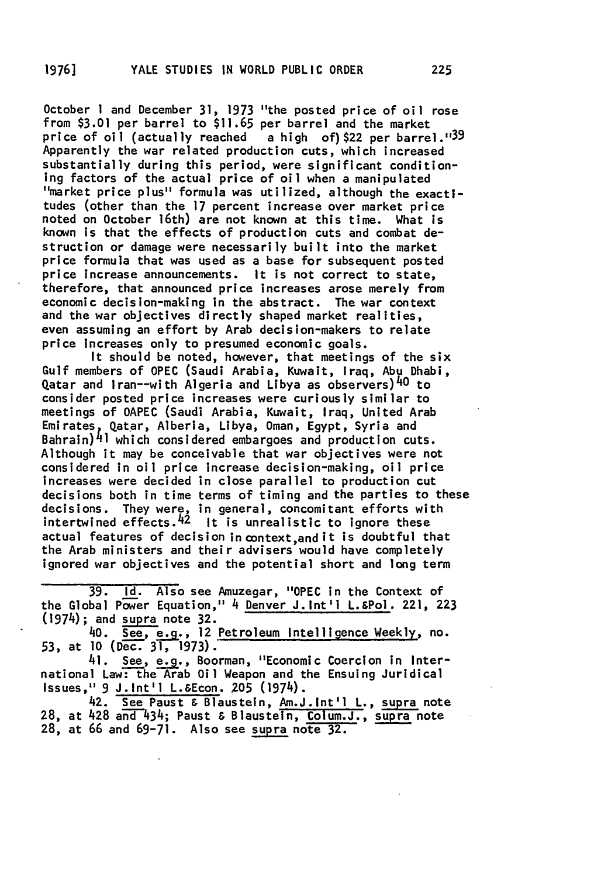October 1 and December 31, 1973 "the posted price of oil rose from \$3.01 per barrel to \$11.65 per barrel and the market price of oil (actually reached a high of) \$22 per barrel."[39] Apparently the war related production cuts, which increased substantially during this period, were significant conditioning factors of the actual price of oil when a manipulated "market price plus" formula was utilized, although the exactitudes (other than the 17 percent increase over market price noted on October 16th) are not known at this time. What is known is that the effects of production cuts and combat destruction or damage were necessarily built into the market price formula that was used as a base for subsequent posted price increase announcements. It is not correct to state, therefore, that announced price increases arose merely from economic decision-making in the abstract. The war context and the war objectives directly shaped market realities, even assuming an effort by Arab decision-makers to relate price increases only to presumed economic goals.

It should be noted, however, that meetings of the six Gulf members of OPEC (Saudi Arabia, Kuwait, Iraq, Abu Dhabi, Qatar and Iran--with Algeria and Libya as observers)[40] to consider posted price increases were curiously similar to meetings of OAPEC (Saudi Arabia, Kuwait, Iraq, United Arab Emirates, Qatar, Alberia, Libya, Oman, Egypt, Syria and Bahrain)[41] which considered embargoes and production cuts. Although it may be conceivable that war objectives were not considered in oil price increase decision-making, oil price increases were decided in close parallel to production cut decisions both in time terms of timing and the parties to these decisions. They were, in general, concomitant efforts with intertwined effects.[42] It is unrealistic to ignore these actual features of decision in context, and it is doubtful that the Arab ministers and their advisers would have completely ignored war objectives and the potential short and long term

---

39. Id. Also see Amuzegar, "OPEC in the Context of the Global Power Equation," 4 Denver J.Int'l L.&Pol. 221, 223 (1974); and supra note 32.

40. See, e.g., 12 Petroleum Intelligence Weekly, no. 53, at 10 (Dec. 31, 1973).

41. See, e.g., Boorman, "Economic Coercion in International Law: the Arab Oil Weapon and the Ensuing Juridical Issues," 9 J.Int'l L.&Econ. 205 (1974).

42. See Paust & Blaustein, Am.J.Int'l L., supra note 28, at 428 and 434; Paust & Blaustein, Colum.J., supra note 28, at 66 and 69-71. Also see supra note 32.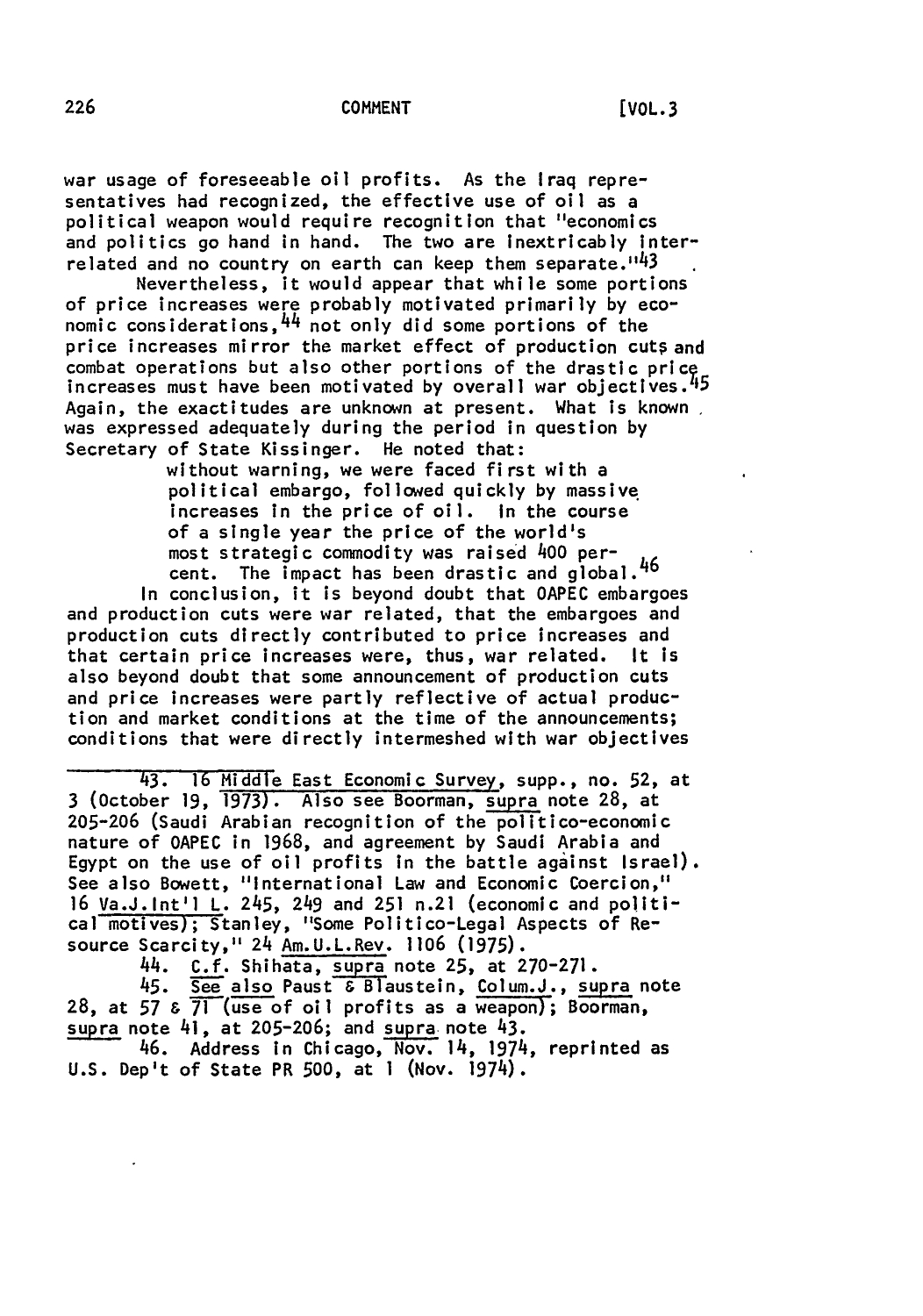war usage of foreseeable oil profits. As the Iraq representatives had recognized, the effective use of oil as a political weapon would require recognition that "economics and politics go hand in hand. The two are inextricably interrelated and no country on earth can keep them separate."[43]

Nevertheless, it would appear that while some portions of price increases were probably motivated primarily by economic considerations,[44] not only did some portions of the price increases mirror the market effect of production cuts and combat operations but also other portions of the drastic price increases must have been motivated by overall war objectives.[45] Again, the exactitudes are unknown at present. What is known was expressed adequately during the period in question by Secretary of State Kissinger. He noted that:

> without warning, we were faced first with a political embargo, followed quickly by massive increases in the price of oil. In the course of a single year the price of the world's most strategic commodity was raised 400 percent. The impact has been drastic and global.[46]

In conclusion, it is beyond doubt that OAPEC embargoes and production cuts were war related, that the embargoes and production cuts directly contributed to price increases and that certain price increases were, thus, war related. It is also beyond doubt that some announcement of production cuts and price increases were partly reflective of actual production and market conditions at the time of the announcements; conditions that were directly intermeshed with war objectives

---

43. 16 Middle East Economic Survey, supp., no. 52, at 3 (October 19, 1973). Also see Boorman, supra note 28, at 205-206 (Saudi Arabian recognition of the politico-economic nature of OAPEC in 1968, and agreement by Saudi Arabia and Egypt on the use of oil profits in the battle against Israel). See also Bowett, "International Law and Economic Coercion," 16 Va.J.Int'l L. 245, 249 and 251 n.21 (economic and political motives); Stanley, "Some Politico-Legal Aspects of Resource Scarcity," 24 Am.U.L.Rev. 1106 (1975).

44. C.f. Shihata, supra note 25, at 270-271.

45. See also Paust & Blaustein, Colum.J., supra note 28, at 57 & 71 (use of oil profits as a weapon); Boorman, supra note 41, at 205-206; and supra note 43.

46. Address in Chicago, Nov. 14, 1974, reprinted as U.S. Dep't of State PR 500, at 1 (Nov. 1974).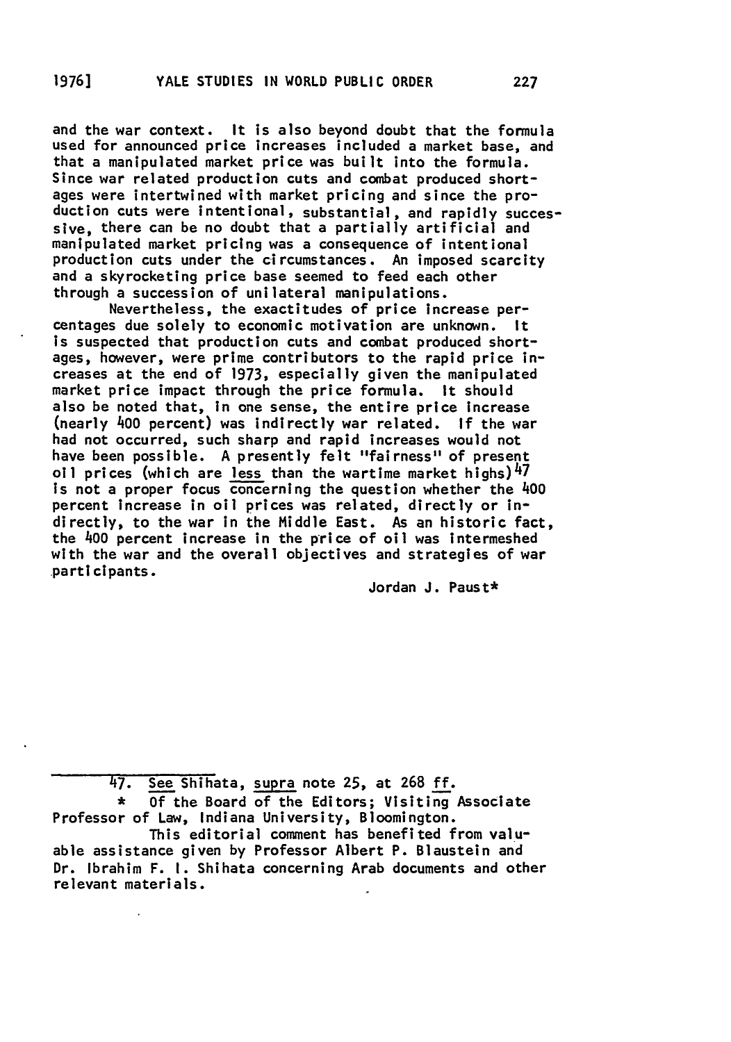and the war context. It is also beyond doubt that the formula used for announced price increases included a market base, and that a manipulated market price was built into the formula. Since war related production cuts and combat produced shortages were intertwined with market pricing and since the production cuts were intentional, substantial, and rapidly successive, there can be no doubt that a partially artificial and manipulated market pricing was a consequence of intentional production cuts under the circumstances. An imposed scarcity and a skyrocketing price base seemed to feed each other through a succession of unilateral manipulations.

Nevertheless, the exactitudes of price increase percentages due solely to economic motivation are unknown. It is suspected that production cuts and combat produced shortages, however, were prime contributors to the rapid price increases at the end of 1973, especially given the manipulated market price impact through the price formula. It should also be noted that, in one sense, the entire price increase (nearly 400 percent) was indirectly war related. If the war had not occurred, such sharp and rapid increases would not have been possible. A presently felt "fairness" of present oil prices (which are <u>less</u> than the wartime market highs)[47] is not a proper focus concerning the question whether the 400 percent increase in oil prices was related, directly or indirectly, to the war in the Middle East. As an historic fact, the 400 percent increase in the price of oil was intermeshed with the war and the overall objectives and strategies of war participants.

Jordan J. Paust*

---

47. <u>See</u> Shihata, <u>supra</u> note 25, at 268 <u>ff.</u>

\* Of the Board of the Editors; Visiting Associate Professor of Law, Indiana University, Bloomington.

This editorial comment has benefited from valuable assistance given by Professor Albert P. Blaustein and Dr. Ibrahim F. I. Shihata concerning Arab documents and other relevant materials.